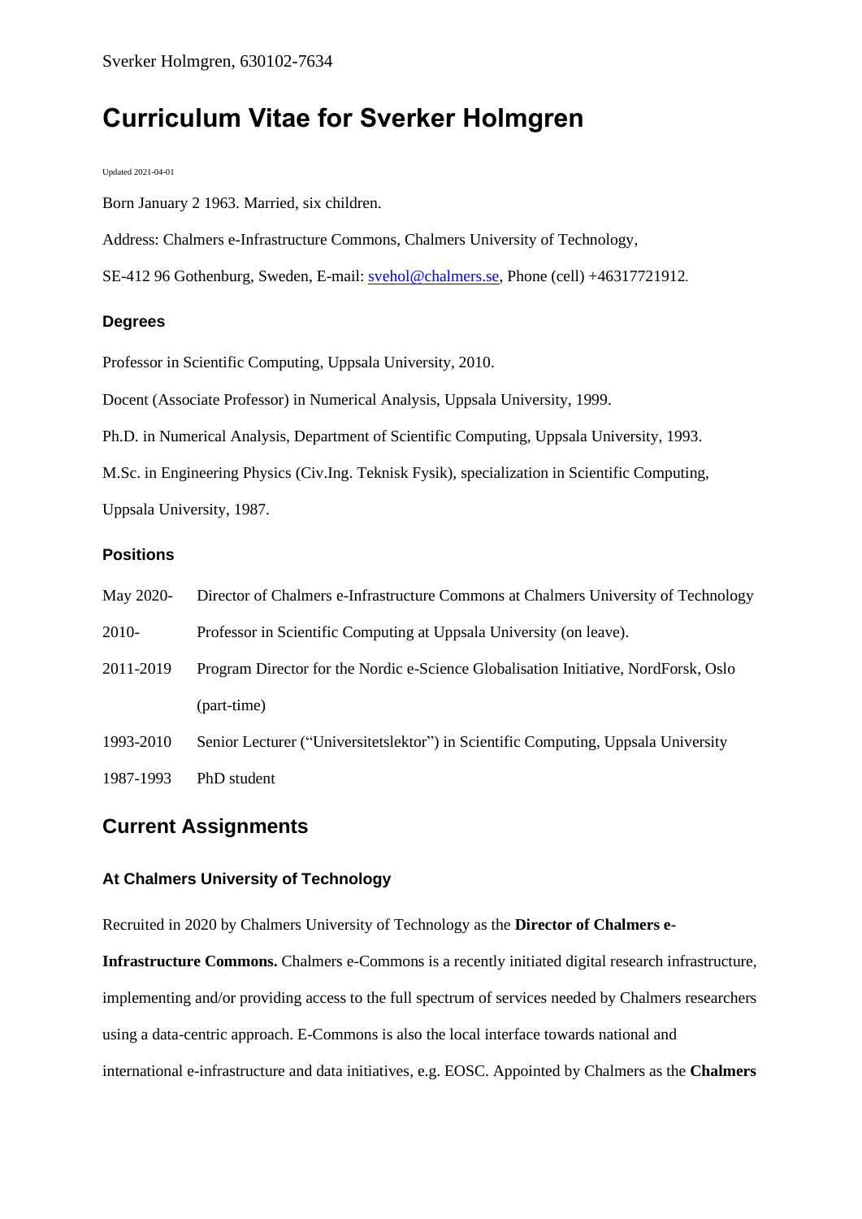# Curriculum Vitae for Sverker Holmgren

Updated 2021-04-01

Born January 2 1963. Married, six children.

Address: Chalmers e-Infrastructure Commons, Chalmers University of Technology,

SE-412 96 Gothenburg, Sweden, E-mail: svehol@chalmers.se, Phone (cell) +46317721912.

### Degrees

Professor in Scientific Computing, Uppsala University, 2010.

Docent (Associate Professor) in Numerical Analysis, Uppsala University, 1999.

Ph.D. in Numerical Analysis, Department of Scientific Computing, Uppsala University, 1993.

M.Sc. in Engineering Physics (Civ.Ing. Teknisk Fysik), specialization in Scientific Computing, Uppsala University, 1987.

### Positions

| | |
|---|---|
| May 2020- | Director of Chalmers e-Infrastructure Commons at Chalmers University of Technology |
| 2010- | Professor in Scientific Computing at Uppsala University (on leave). |
| 2011-2019 | Program Director for the Nordic e-Science Globalisation Initiative, NordForsk, Oslo (part-time) |
| 1993-2010 | Senior Lecturer ("Universitetslektor") in Scientific Computing, Uppsala University |
| 1987-1993 | PhD student |

## Current Assignments

### At Chalmers University of Technology

Recruited in 2020 by Chalmers University of Technology as the **Director of Chalmers e-Infrastructure Commons.** Chalmers e-Commons is a recently initiated digital research infrastructure, implementing and/or providing access to the full spectrum of services needed by Chalmers researchers using a data-centric approach. E-Commons is also the local interface towards national and international e-infrastructure and data initiatives, e.g. EOSC. Appointed by Chalmers as the **Chalmers**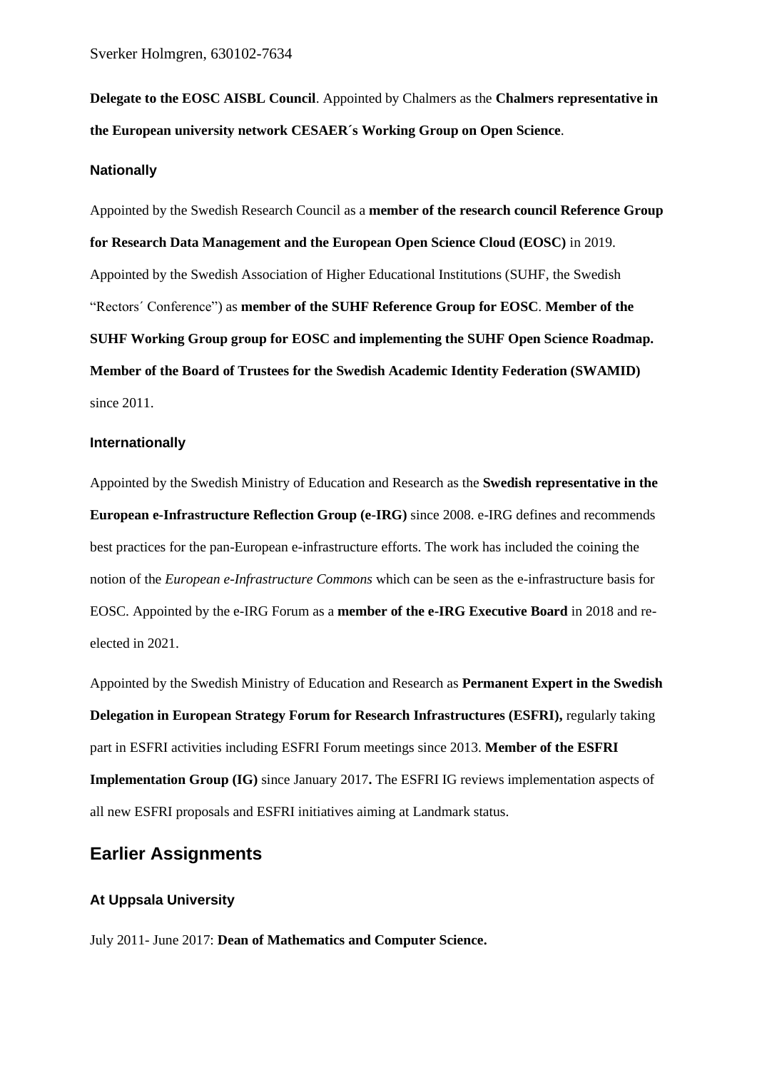**Delegate to the EOSC AISBL Council**. Appointed by Chalmers as the **Chalmers representative in the European university network CESAER´s Working Group on Open Science**.

### Nationally

Appointed by the Swedish Research Council as a **member of the research council Reference Group for Research Data Management and the European Open Science Cloud (EOSC)** in 2019. Appointed by the Swedish Association of Higher Educational Institutions (SUHF, the Swedish "Rectors´ Conference") as **member of the SUHF Reference Group for EOSC**. **Member of the SUHF Working Group group for EOSC and implementing the SUHF Open Science Roadmap. Member of the Board of Trustees for the Swedish Academic Identity Federation (SWAMID)** since 2011.

### Internationally

Appointed by the Swedish Ministry of Education and Research as the **Swedish representative in the European e-Infrastructure Reflection Group (e-IRG)** since 2008. e-IRG defines and recommends best practices for the pan-European e-infrastructure efforts. The work has included the coining the notion of the *European e-Infrastructure Commons* which can be seen as the e-infrastructure basis for EOSC. Appointed by the e-IRG Forum as a **member of the e-IRG Executive Board** in 2018 and re-elected in 2021.

Appointed by the Swedish Ministry of Education and Research as **Permanent Expert in the Swedish Delegation in European Strategy Forum for Research Infrastructures (ESFRI),** regularly taking part in ESFRI activities including ESFRI Forum meetings since 2013. **Member of the ESFRI Implementation Group (IG)** since January 2017**.** The ESFRI IG reviews implementation aspects of all new ESFRI proposals and ESFRI initiatives aiming at Landmark status.

## Earlier Assignments

### At Uppsala University

July 2011- June 2017: **Dean of Mathematics and Computer Science.**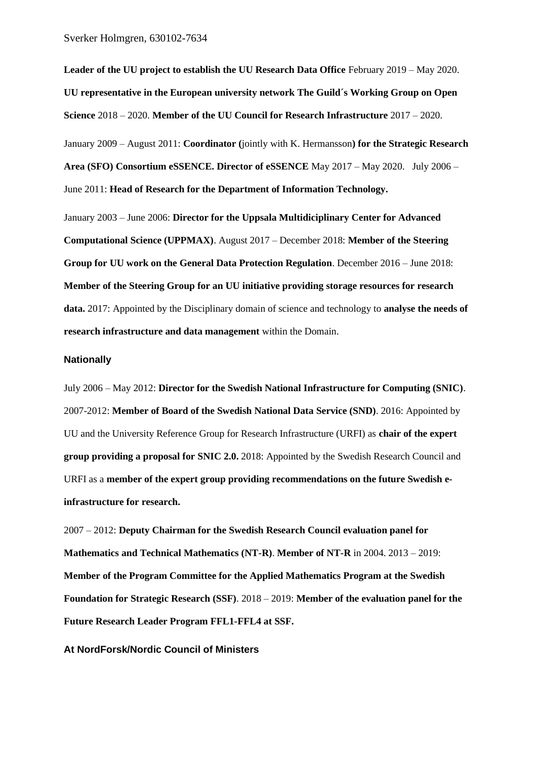**Leader of the UU project to establish the UU Research Data Office** February 2019 – May 2020. **UU representative in the European university network The Guild´s Working Group on Open Science** 2018 – 2020. **Member of the UU Council for Research Infrastructure** 2017 – 2020.

January 2009 – August 2011: **Coordinator (**jointly with K. Hermansson**) for the Strategic Research Area (SFO) Consortium eSSENCE. Director of eSSENCE** May 2017 – May 2020. July 2006 – June 2011: **Head of Research for the Department of Information Technology.**

January 2003 – June 2006: **Director for the Uppsala Multidiciplinary Center for Advanced Computational Science (UPPMAX)**. August 2017 – December 2018: **Member of the Steering Group for UU work on the General Data Protection Regulation**. December 2016 – June 2018: **Member of the Steering Group for an UU initiative providing storage resources for research data.** 2017: Appointed by the Disciplinary domain of science and technology to **analyse the needs of research infrastructure and data management** within the Domain.

### Nationally

July 2006 – May 2012: **Director for the Swedish National Infrastructure for Computing (SNIC)**. 2007-2012: **Member of Board of the Swedish National Data Service (SND)**. 2016: Appointed by UU and the University Reference Group for Research Infrastructure (URFI) as **chair of the expert group providing a proposal for SNIC 2.0.** 2018: Appointed by the Swedish Research Council and URFI as a **member of the expert group providing recommendations on the future Swedish e-infrastructure for research.**

2007 – 2012: **Deputy Chairman for the Swedish Research Council evaluation panel for Mathematics and Technical Mathematics (NT-R)**. **Member of NT-R** in 2004. 2013 – 2019: **Member of the Program Committee for the Applied Mathematics Program at the Swedish Foundation for Strategic Research (SSF)**. 2018 – 2019: **Member of the evaluation panel for the Future Research Leader Program FFL1-FFL4 at SSF.**

### At NordForsk/Nordic Council of Ministers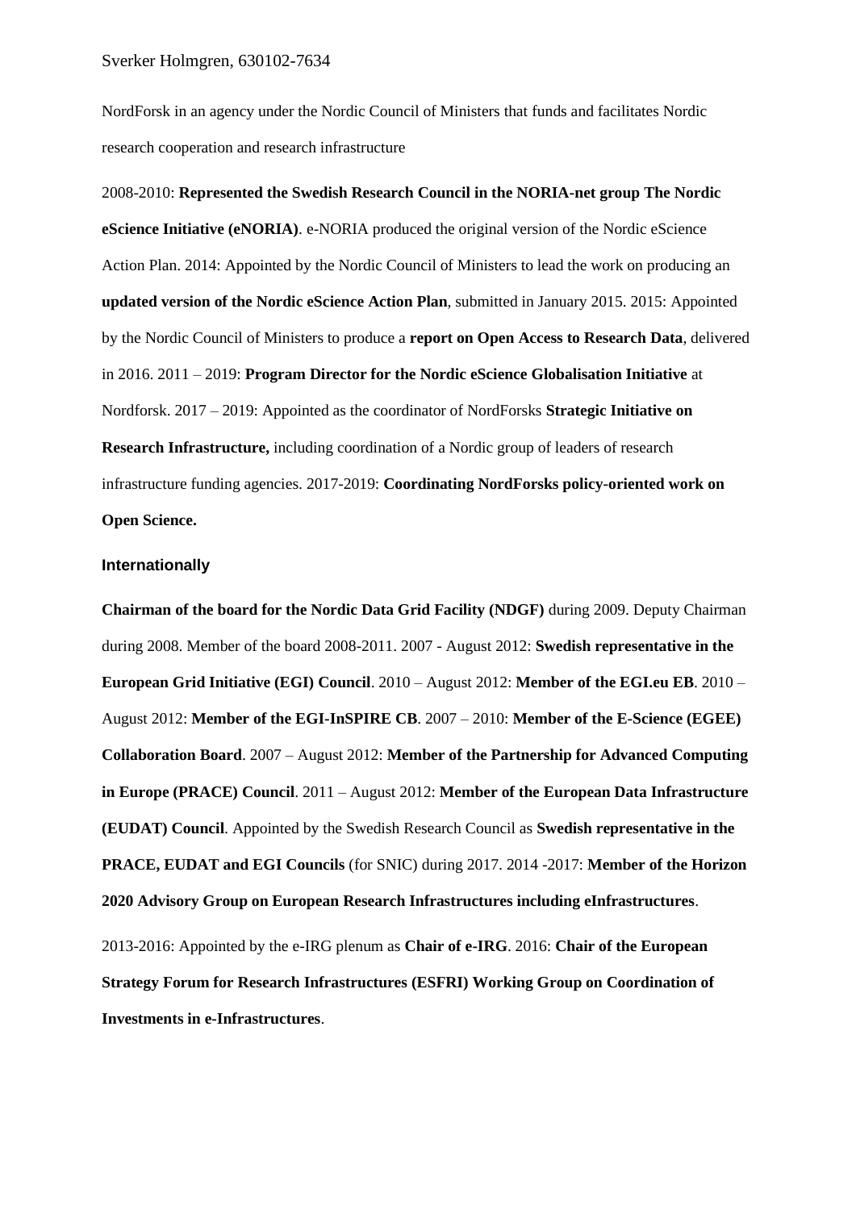NordForsk in an agency under the Nordic Council of Ministers that funds and facilitates Nordic research cooperation and research infrastructure

2008-2010: **Represented the Swedish Research Council in the NORIA-net group The Nordic eScience Initiative (eNORIA)**. e-NORIA produced the original version of the Nordic eScience Action Plan. 2014: Appointed by the Nordic Council of Ministers to lead the work on producing an **updated version of the Nordic eScience Action Plan**, submitted in January 2015. 2015: Appointed by the Nordic Council of Ministers to produce a **report on Open Access to Research Data**, delivered in 2016. 2011 – 2019: **Program Director for the Nordic eScience Globalisation Initiative** at Nordforsk. 2017 – 2019: Appointed as the coordinator of NordForsks **Strategic Initiative on Research Infrastructure,** including coordination of a Nordic group of leaders of research infrastructure funding agencies. 2017-2019: **Coordinating NordForsks policy-oriented work on Open Science.**

### Internationally

**Chairman of the board for the Nordic Data Grid Facility (NDGF)** during 2009. Deputy Chairman during 2008. Member of the board 2008-2011. 2007 - August 2012: **Swedish representative in the European Grid Initiative (EGI) Council**. 2010 – August 2012: **Member of the EGI.eu EB**. 2010 – August 2012: **Member of the EGI-InSPIRE CB**. 2007 – 2010: **Member of the E-Science (EGEE) Collaboration Board**. 2007 – August 2012: **Member of the Partnership for Advanced Computing in Europe (PRACE) Council**. 2011 – August 2012: **Member of the European Data Infrastructure (EUDAT) Council**. Appointed by the Swedish Research Council as **Swedish representative in the PRACE, EUDAT and EGI Councils** (for SNIC) during 2017. 2014 -2017: **Member of the Horizon 2020 Advisory Group on European Research Infrastructures including eInfrastructures**.

2013-2016: Appointed by the e-IRG plenum as **Chair of e-IRG**. 2016: **Chair of the European Strategy Forum for Research Infrastructures (ESFRI) Working Group on Coordination of Investments in e-Infrastructures**.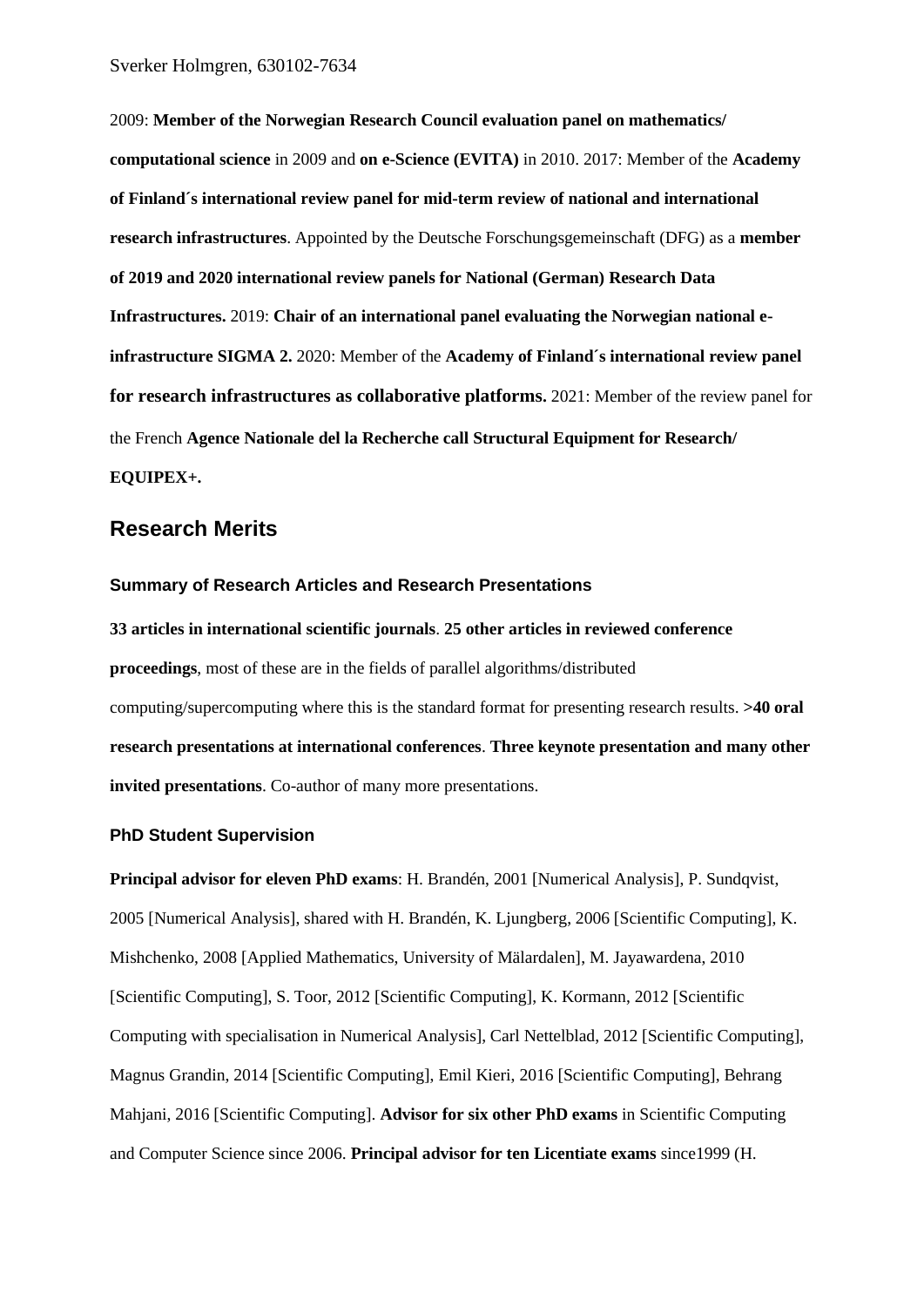2009: **Member of the Norwegian Research Council evaluation panel on mathematics/ computational science** in 2009 and **on e-Science (EVITA)** in 2010. 2017: Member of the **Academy of Finland´s international review panel for mid-term review of national and international research infrastructures**. Appointed by the Deutsche Forschungsgemeinschaft (DFG) as a **member of 2019 and 2020 international review panels for National (German) Research Data Infrastructures.** 2019: **Chair of an international panel evaluating the Norwegian national e-infrastructure SIGMA 2.** 2020: Member of the **Academy of Finland´s international review panel for research infrastructures as collaborative platforms.** 2021: Member of the review panel for the French **Agence Nationale del la Recherche call Structural Equipment for Research/ EQUIPEX+.**

## Research Merits

### Summary of Research Articles and Research Presentations

**33 articles in international scientific journals**. **25 other articles in reviewed conference proceedings**, most of these are in the fields of parallel algorithms/distributed computing/supercomputing where this is the standard format for presenting research results. **>40 oral research presentations at international conferences**. **Three keynote presentation and many other invited presentations**. Co-author of many more presentations.

### PhD Student Supervision

**Principal advisor for eleven PhD exams**: H. Brandén, 2001 [Numerical Analysis], P. Sundqvist, 2005 [Numerical Analysis], shared with H. Brandén, K. Ljungberg, 2006 [Scientific Computing], K. Mishchenko, 2008 [Applied Mathematics, University of Mälardalen], M. Jayawardena, 2010 [Scientific Computing], S. Toor, 2012 [Scientific Computing], K. Kormann, 2012 [Scientific Computing with specialisation in Numerical Analysis], Carl Nettelblad, 2012 [Scientific Computing], Magnus Grandin, 2014 [Scientific Computing], Emil Kieri, 2016 [Scientific Computing], Behrang Mahjani, 2016 [Scientific Computing]. **Advisor for six other PhD exams** in Scientific Computing and Computer Science since 2006. **Principal advisor for ten Licentiate exams** since1999 (H.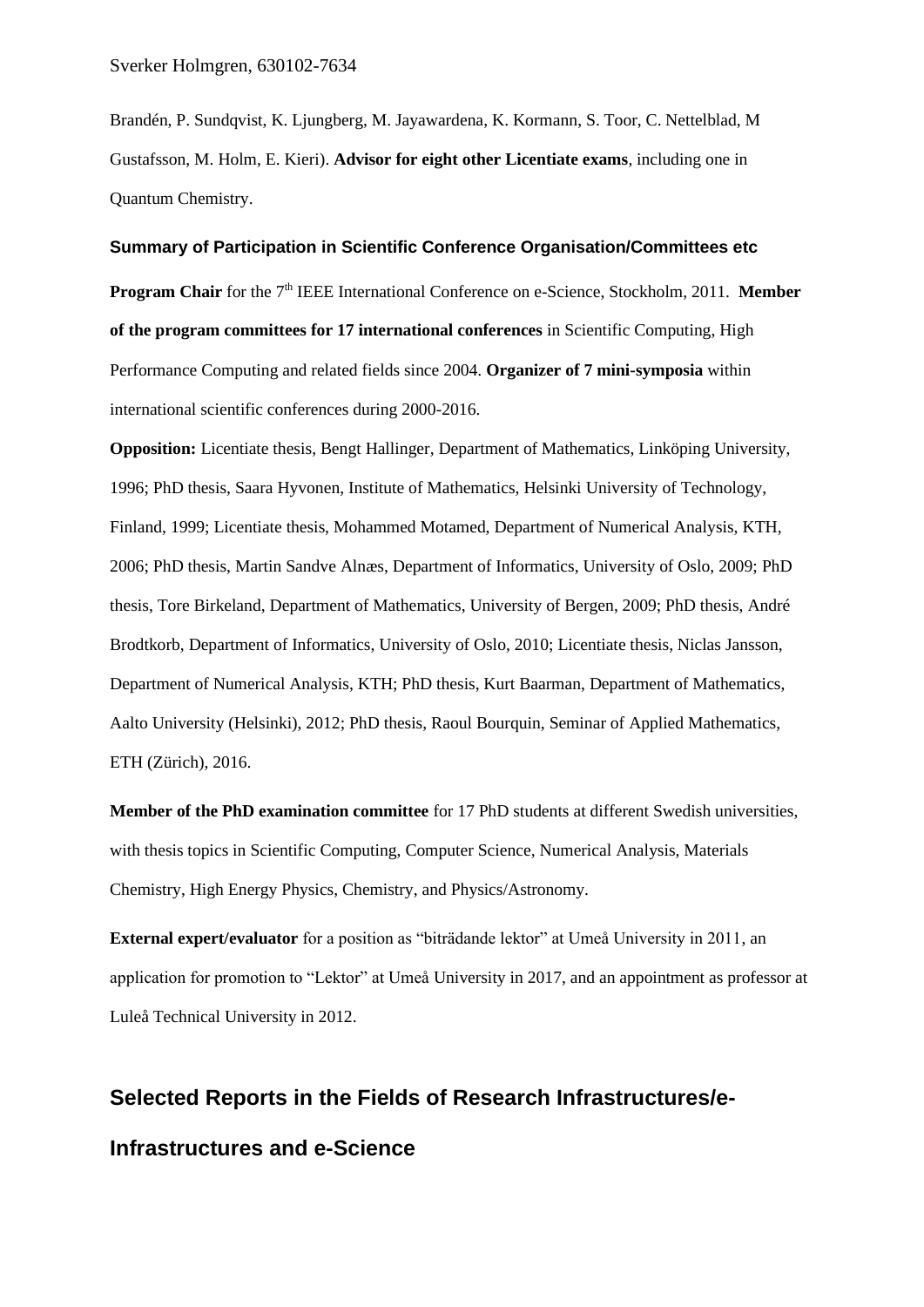Brandén, P. Sundqvist, K. Ljungberg, M. Jayawardena, K. Kormann, S. Toor, C. Nettelblad, M Gustafsson, M. Holm, E. Kieri). **Advisor for eight other Licentiate exams**, including one in Quantum Chemistry.

### Summary of Participation in Scientific Conference Organisation/Committees etc

**Program Chair** for the 7th IEEE International Conference on e-Science, Stockholm, 2011. **Member of the program committees for 17 international conferences** in Scientific Computing, High Performance Computing and related fields since 2004. **Organizer of 7 mini-symposia** within international scientific conferences during 2000-2016.

**Opposition:** Licentiate thesis, Bengt Hallinger, Department of Mathematics, Linköping University, 1996; PhD thesis, Saara Hyvonen, Institute of Mathematics, Helsinki University of Technology, Finland, 1999; Licentiate thesis, Mohammed Motamed, Department of Numerical Analysis, KTH, 2006; PhD thesis, Martin Sandve Alnæs, Department of Informatics, University of Oslo, 2009; PhD thesis, Tore Birkeland, Department of Mathematics, University of Bergen, 2009; PhD thesis, André Brodtkorb, Department of Informatics, University of Oslo, 2010; Licentiate thesis, Niclas Jansson, Department of Numerical Analysis, KTH; PhD thesis, Kurt Baarman, Department of Mathematics, Aalto University (Helsinki), 2012; PhD thesis, Raoul Bourquin, Seminar of Applied Mathematics, ETH (Zürich), 2016.

**Member of the PhD examination committee** for 17 PhD students at different Swedish universities, with thesis topics in Scientific Computing, Computer Science, Numerical Analysis, Materials Chemistry, High Energy Physics, Chemistry, and Physics/Astronomy.

**External expert/evaluator** for a position as "biträdande lektor" at Umeå University in 2011, an application for promotion to "Lektor" at Umeå University in 2017, and an appointment as professor at Luleå Technical University in 2012.

## Selected Reports in the Fields of Research Infrastructures/e-Infrastructures and e-Science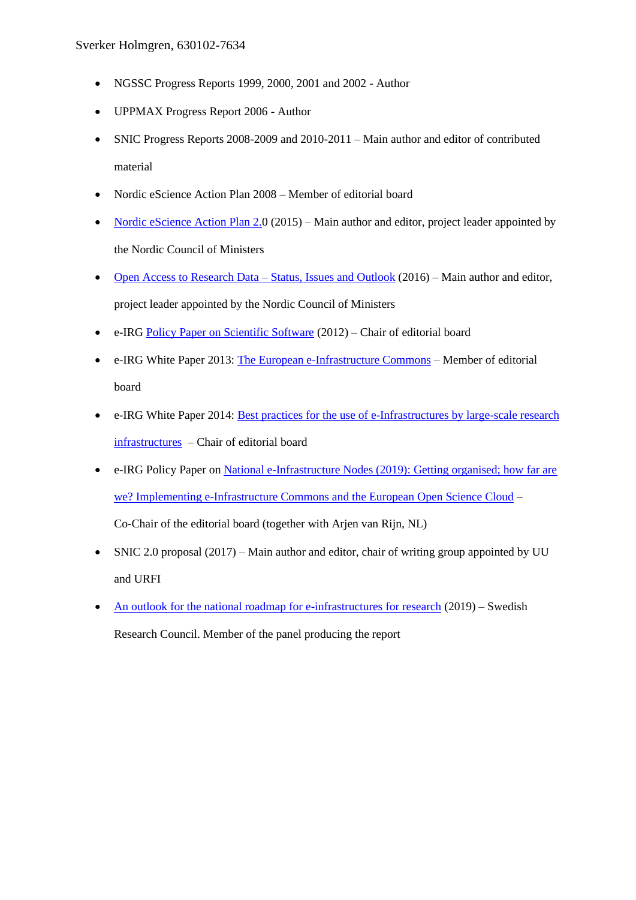- NGSSC Progress Reports 1999, 2000, 2001 and 2002 - Author
- UPPMAX Progress Report 2006 - Author
- SNIC Progress Reports 2008-2009 and 2010-2011 – Main author and editor of contributed material
- Nordic eScience Action Plan 2008 – Member of editorial board
- Nordic eScience Action Plan 2.0 (2015) – Main author and editor, project leader appointed by the Nordic Council of Ministers
- Open Access to Research Data – Status, Issues and Outlook (2016) – Main author and editor, project leader appointed by the Nordic Council of Ministers
- e-IRG Policy Paper on Scientific Software (2012) – Chair of editorial board
- e-IRG White Paper 2013: The European e-Infrastructure Commons – Member of editorial board
- e-IRG White Paper 2014: Best practices for the use of e-Infrastructures by large-scale research infrastructures – Chair of editorial board
- e-IRG Policy Paper on National e-Infrastructure Nodes (2019): Getting organised; how far are we? Implementing e-Infrastructure Commons and the European Open Science Cloud – Co-Chair of the editorial board (together with Arjen van Rijn, NL)
- SNIC 2.0 proposal (2017) – Main author and editor, chair of writing group appointed by UU and URFI
- An outlook for the national roadmap for e-infrastructures for research (2019) – Swedish Research Council. Member of the panel producing the report